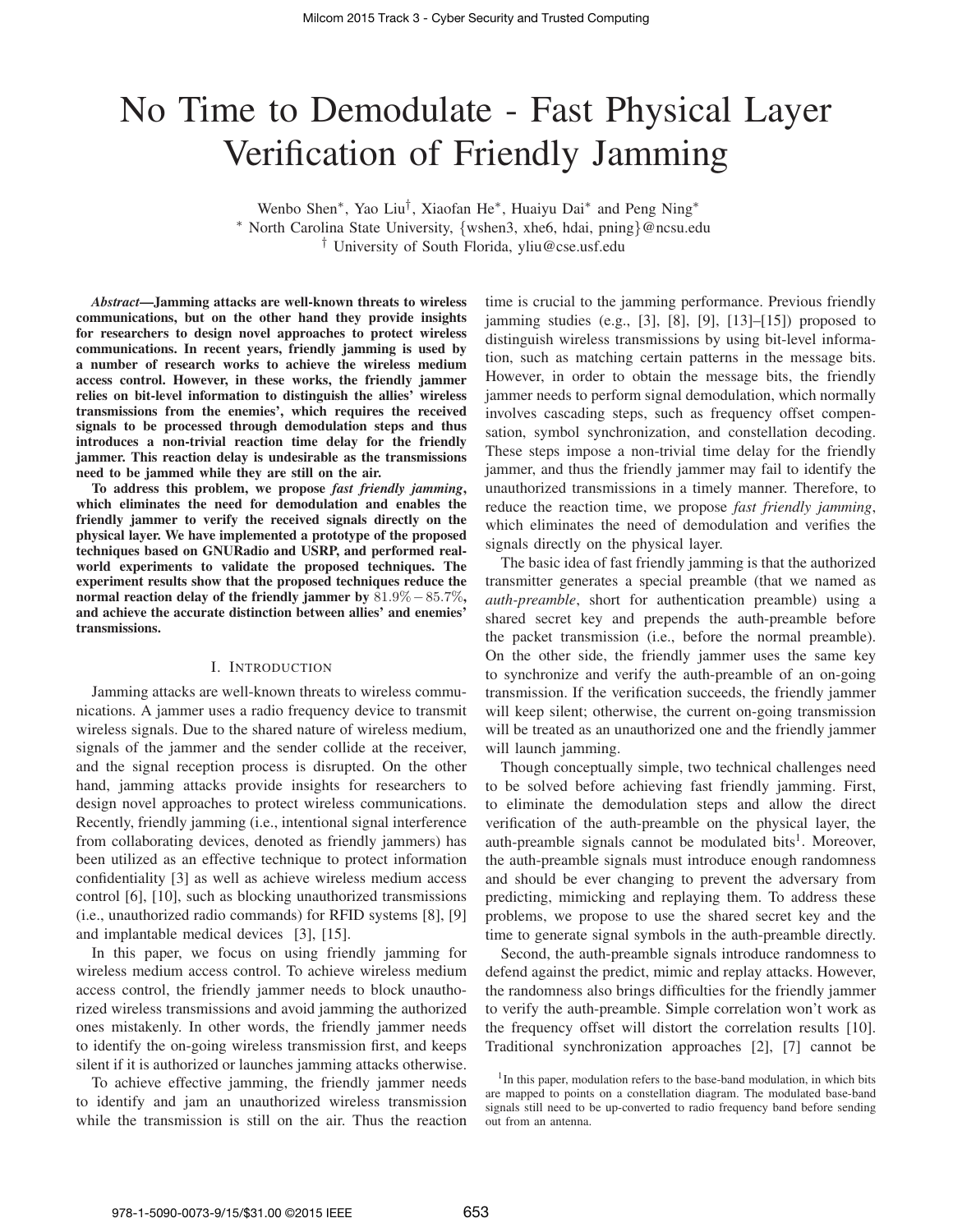# No Time to Demodulate - Fast Physical Layer Verification of Friendly Jamming

Wenbo Shen[∗], Yao Liu[†], Xiaofan He[∗], Huaiyu Dai[∗] and Peng Ning[∗]
[∗] North Carolina State University, {wshen3, xhe6, hdai, pning}@ncsu.edu
[†] University of South Florida, yliu@cse.usf.edu

***Abstract*—Jamming attacks are well-known threats to wireless communications, but on the other hand they provide insights for researchers to design novel approaches to protect wireless communications. In recent years, friendly jamming is used by a number of research works to achieve the wireless medium access control. However, in these works, the friendly jammer relies on bit-level information to distinguish the allies' wireless transmissions from the enemies', which requires the received signals to be processed through demodulation steps and thus introduces a non-trivial reaction time delay for the friendly jammer. This reaction delay is undesirable as the transmissions need to be jammed while they are still on the air.**

**To address this problem, we propose *fast friendly jamming*, which eliminates the need for demodulation and enables the friendly jammer to verify the received signals directly on the physical layer. We have implemented a prototype of the proposed techniques based on GNURadio and USRP, and performed real-world experiments to validate the proposed techniques. The experiment results show that the proposed techniques reduce the normal reaction delay of the friendly jammer by $81.9\% - 85.7\%$, and achieve the accurate distinction between allies' and enemies' transmissions.**

## I. Introduction

Jamming attacks are well-known threats to wireless communications. A jammer uses a radio frequency device to transmit wireless signals. Due to the shared nature of wireless medium, signals of the jammer and the sender collide at the receiver, and the signal reception process is disrupted. On the other hand, jamming attacks provide insights for researchers to design novel approaches to protect wireless communications. Recently, friendly jamming (i.e., intentional signal interference from collaborating devices, denoted as friendly jammers) has been utilized as an effective technique to protect information confidentiality [3] as well as achieve wireless medium access control [6], [10], such as blocking unauthorized transmissions (i.e., unauthorized radio commands) for RFID systems [8], [9] and implantable medical devices [3], [15].

In this paper, we focus on using friendly jamming for wireless medium access control. To achieve wireless medium access control, the friendly jammer needs to block unauthorized wireless transmissions and avoid jamming the authorized ones mistakenly. In other words, the friendly jammer needs to identify the on-going wireless transmission first, and keeps silent if it is authorized or launches jamming attacks otherwise.

To achieve effective jamming, the friendly jammer needs to identify and jam an unauthorized wireless transmission while the transmission is still on the air. Thus the reaction time is crucial to the jamming performance. Previous friendly jamming studies (e.g., [3], [8], [9], [13]–[15]) proposed to distinguish wireless transmissions by using bit-level information, such as matching certain patterns in the message bits. However, in order to obtain the message bits, the friendly jammer needs to perform signal demodulation, which normally involves cascading steps, such as frequency offset compensation, symbol synchronization, and constellation decoding. These steps impose a non-trivial time delay for the friendly jammer, and thus the friendly jammer may fail to identify the unauthorized transmissions in a timely manner. Therefore, to reduce the reaction time, we propose *fast friendly jamming*, which eliminates the need of demodulation and verifies the signals directly on the physical layer.

The basic idea of fast friendly jamming is that the authorized transmitter generates a special preamble (that we named as *auth-preamble*, short for authentication preamble) using a shared secret key and prepends the auth-preamble before the packet transmission (i.e., before the normal preamble). On the other side, the friendly jammer uses the same key to synchronize and verify the auth-preamble of an on-going transmission. If the verification succeeds, the friendly jammer will keep silent; otherwise, the current on-going transmission will be treated as an unauthorized one and the friendly jammer will launch jamming.

Though conceptually simple, two technical challenges need to be solved before achieving fast friendly jamming. First, to eliminate the demodulation steps and allow the direct verification of the auth-preamble on the physical layer, the auth-preamble signals cannot be modulated bits[1]. Moreover, the auth-preamble signals must introduce enough randomness and should be ever changing to prevent the adversary from predicting, mimicking and replaying them. To address these problems, we propose to use the shared secret key and the time to generate signal symbols in the auth-preamble directly.

Second, the auth-preamble signals introduce randomness to defend against the predict, mimic and replay attacks. However, the randomness also brings difficulties for the friendly jammer to verify the auth-preamble. Simple correlation won't work as the frequency offset will distort the correlation results [10]. Traditional synchronization approaches [2], [7] cannot be

[1] In this paper, modulation refers to the base-band modulation, in which bits are mapped to points on a constellation diagram. The modulated base-band signals still need to be up-converted to radio frequency band before sending out from an antenna.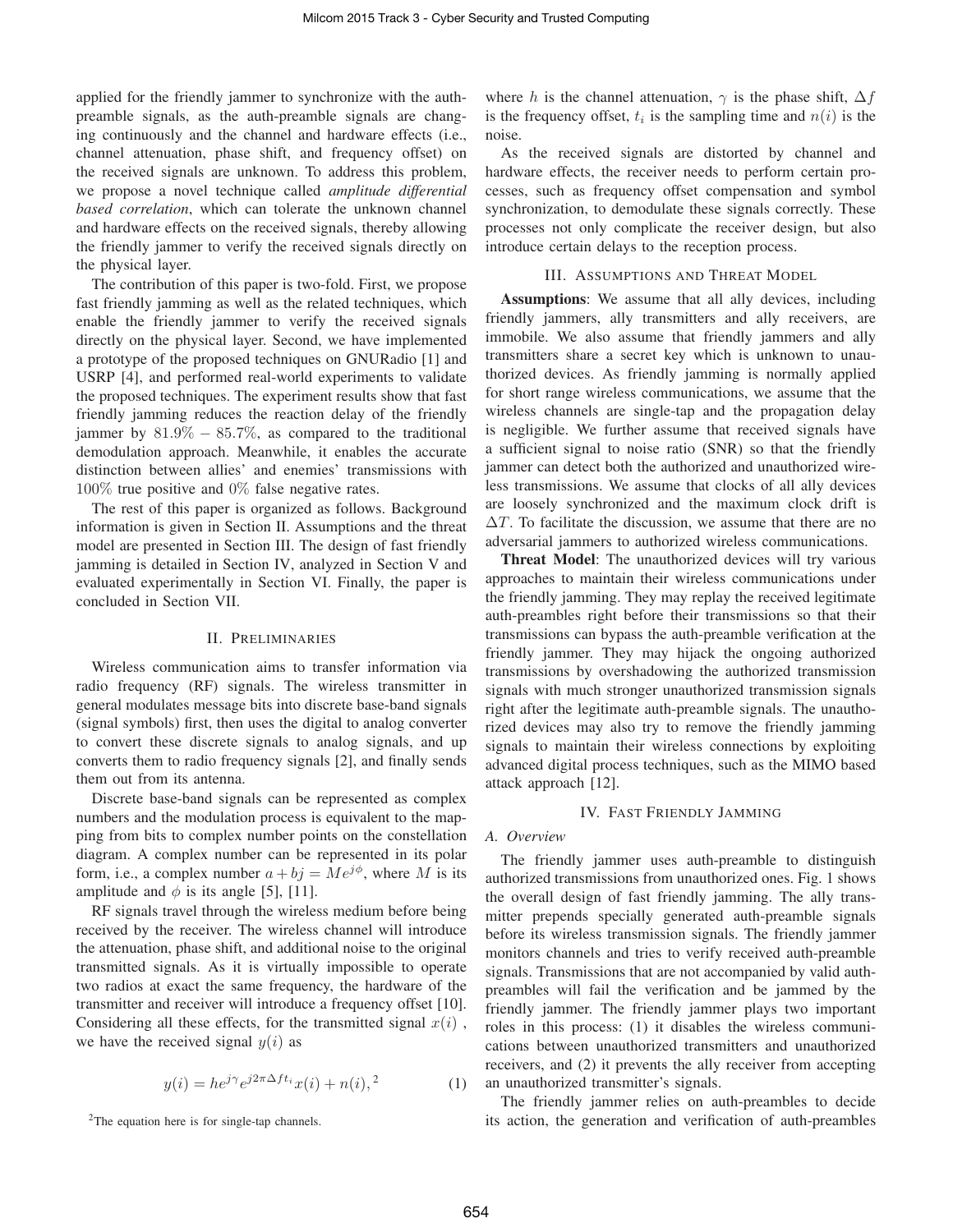applied for the friendly jammer to synchronize with the auth-preamble signals, as the auth-preamble signals are changing continuously and the channel and hardware effects (i.e., channel attenuation, phase shift, and frequency offset) on the received signals are unknown. To address this problem, we propose a novel technique called *amplitude differential based correlation*, which can tolerate the unknown channel and hardware effects on the received signals, thereby allowing the friendly jammer to verify the received signals directly on the physical layer.

The contribution of this paper is two-fold. First, we propose fast friendly jamming as well as the related techniques, which enable the friendly jammer to verify the received signals directly on the physical layer. Second, we have implemented a prototype of the proposed techniques on GNURadio [1] and USRP [4], and performed real-world experiments to validate the proposed techniques. The experiment results show that fast friendly jamming reduces the reaction delay of the friendly jammer by $81.9\% - 85.7\%$, as compared to the traditional demodulation approach. Meanwhile, it enables the accurate distinction between allies' and enemies' transmissions with $100\%$ true positive and $0\%$ false negative rates.

The rest of this paper is organized as follows. Background information is given in Section II. Assumptions and the threat model are presented in Section III. The design of fast friendly jamming is detailed in Section IV, analyzed in Section V and evaluated experimentally in Section VI. Finally, the paper is concluded in Section VII.

## II. Preliminaries

Wireless communication aims to transfer information via radio frequency (RF) signals. The wireless transmitter in general modulates message bits into discrete base-band signals (signal symbols) first, then uses the digital to analog converter to convert these discrete signals to analog signals, and up converts them to radio frequency signals [2], and finally sends them out from its antenna.

Discrete base-band signals can be represented as complex numbers and the modulation process is equivalent to the mapping from bits to complex number points on the constellation diagram. A complex number can be represented in its polar form, i.e., a complex number $a + bj = Me^{j\phi}$, where $M$ is its amplitude and $\phi$ is its angle [5], [11].

RF signals travel through the wireless medium before being received by the receiver. The wireless channel will introduce the attenuation, phase shift, and additional noise to the original transmitted signals. As it is virtually impossible to operate two radios at exact the same frequency, the hardware of the transmitter and receiver will introduce a frequency offset [10]. Considering all these effects, for the transmitted signal $x(i)$, we have the received signal $y(i)$ as

$$y(i) = he^{j\gamma}e^{j2\pi\Delta f t_i}x(i) + n(i),^2 \tag{1}$$

[2]The equation here is for single-tap channels.

where $h$ is the channel attenuation, $\gamma$ is the phase shift, $\Delta f$ is the frequency offset, $t_i$ is the sampling time and $n(i)$ is the noise.

As the received signals are distorted by channel and hardware effects, the receiver needs to perform certain processes, such as frequency offset compensation and symbol synchronization, to demodulate these signals correctly. These processes not only complicate the receiver design, but also introduce certain delays to the reception process.

## III. Assumptions and Threat Model

**Assumptions**: We assume that all ally devices, including friendly jammers, ally transmitters and ally receivers, are immobile. We also assume that friendly jammers and ally transmitters share a secret key which is unknown to unauthorized devices. As friendly jamming is normally applied for short range wireless communications, we assume that the wireless channels are single-tap and the propagation delay is negligible. We further assume that received signals have a sufficient signal to noise ratio (SNR) so that the friendly jammer can detect both the authorized and unauthorized wireless transmissions. We assume that clocks of all ally devices are loosely synchronized and the maximum clock drift is $\Delta T$. To facilitate the discussion, we assume that there are no adversarial jammers to authorized wireless communications.

**Threat Model**: The unauthorized devices will try various approaches to maintain their wireless communications under the friendly jamming. They may replay the received legitimate auth-preambles right before their transmissions so that their transmissions can bypass the auth-preamble verification at the friendly jammer. They may hijack the ongoing authorized transmissions by overshadowing the authorized transmission signals with much stronger unauthorized transmission signals right after the legitimate auth-preamble signals. The unauthorized devices may also try to remove the friendly jamming signals to maintain their wireless connections by exploiting advanced digital process techniques, such as the MIMO based attack approach [12].

## IV. Fast Friendly Jamming

### A. Overview

The friendly jammer uses auth-preamble to distinguish authorized transmissions from unauthorized ones. Fig. 1 shows the overall design of fast friendly jamming. The ally transmitter prepends specially generated auth-preamble signals before its wireless transmission signals. The friendly jammer monitors channels and tries to verify received auth-preamble signals. Transmissions that are not accompanied by valid auth-preambles will fail the verification and be jammed by the friendly jammer. The friendly jammer plays two important roles in this process: (1) it disables the wireless communications between unauthorized transmitters and unauthorized receivers, and (2) it prevents the ally receiver from accepting an unauthorized transmitter's signals.

The friendly jammer relies on auth-preambles to decide its action, the generation and verification of auth-preambles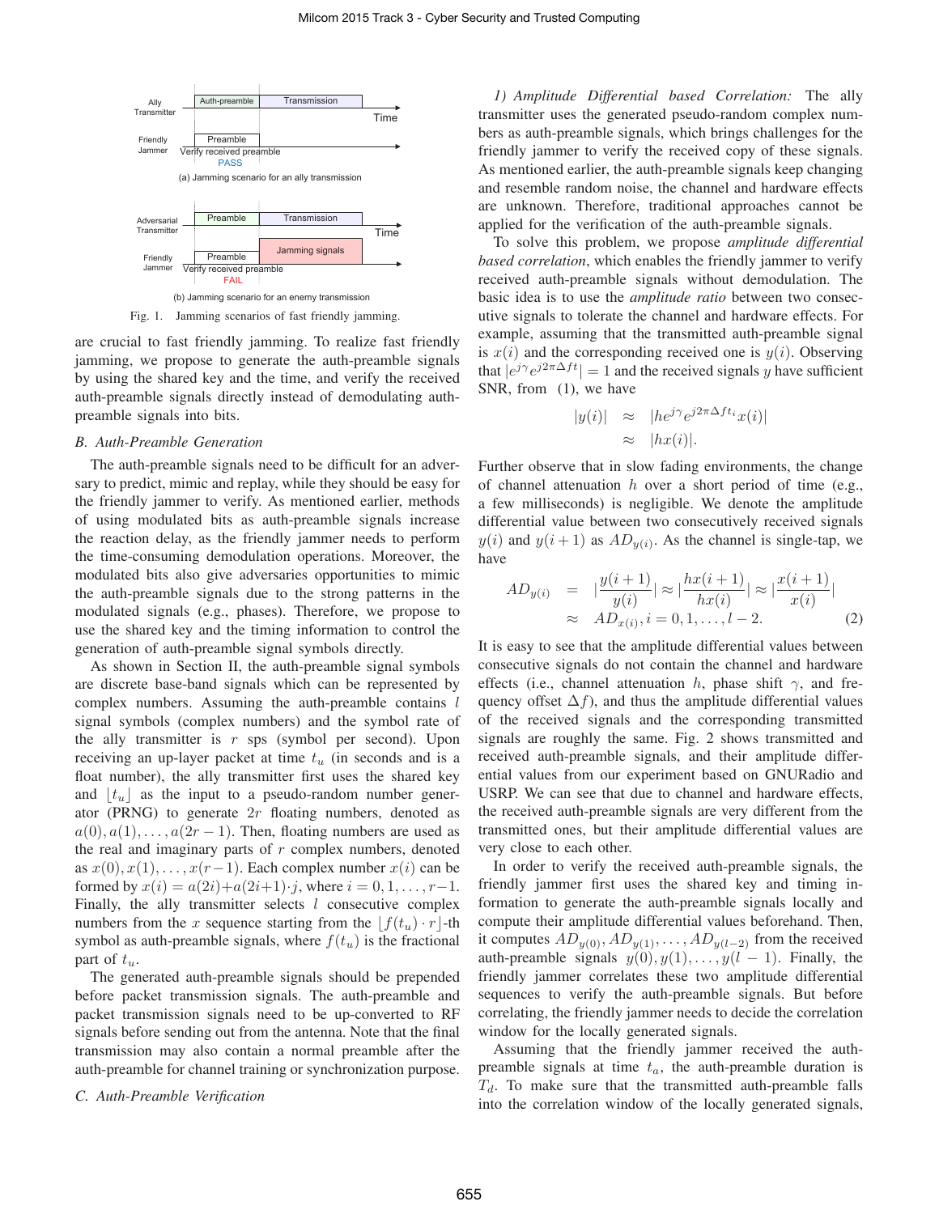Fig. 1. Jamming scenarios of fast friendly jamming.

are crucial to fast friendly jamming. To realize fast friendly jamming, we propose to generate the auth-preamble signals by using the shared key and the time, and verify the received auth-preamble signals directly instead of demodulating auth-preamble signals into bits.

### B. Auth-Preamble Generation

The auth-preamble signals need to be difficult for an adversary to predict, mimic and replay, while they should be easy for the friendly jammer to verify. As mentioned earlier, methods of using modulated bits as auth-preamble signals increase the reaction delay, as the friendly jammer needs to perform the time-consuming demodulation operations. Moreover, the modulated bits also give adversaries opportunities to mimic the auth-preamble signals due to the strong patterns in the modulated signals (e.g., phases). Therefore, we propose to use the shared key and the timing information to control the generation of auth-preamble signal symbols directly.

As shown in Section II, the auth-preamble signal symbols are discrete base-band signals which can be represented by complex numbers. Assuming the auth-preamble contains $l$ signal symbols (complex numbers) and the symbol rate of the ally transmitter is $r$ sps (symbol per second). Upon receiving an up-layer packet at time $t_u$ (in seconds and is a float number), the ally transmitter first uses the shared key and $\lfloor t_u \rfloor$ as the input to a pseudo-random number generator (PRNG) to generate $2r$ floating numbers, denoted as $a(0), a(1), \ldots, a(2r-1)$. Then, floating numbers are used as the real and imaginary parts of $r$ complex numbers, denoted as $x(0), x(1), \ldots, x(r-1)$. Each complex number $x(i)$ can be formed by $x(i) = a(2i) + a(2i+1) \cdot j$, where $i = 0, 1, \ldots, r-1$. Finally, the ally transmitter selects $l$ consecutive complex numbers from the $x$ sequence starting from the $\lfloor f(t_u) \cdot r \rfloor$-th symbol as auth-preamble signals, where $f(t_u)$ is the fractional part of $t_u$.

The generated auth-preamble signals should be prepended before packet transmission signals. The auth-preamble and packet transmission signals need to be up-converted to RF signals before sending out from the antenna. Note that the final transmission may also contain a normal preamble after the auth-preamble for channel training or synchronization purpose.

### C. Auth-Preamble Verification

*1) Amplitude Differential based Correlation:* The ally transmitter uses the generated pseudo-random complex numbers as auth-preamble signals, which brings challenges for the friendly jammer to verify the received copy of these signals. As mentioned earlier, the auth-preamble signals keep changing and resemble random noise, the channel and hardware effects are unknown. Therefore, traditional approaches cannot be applied for the verification of the auth-preamble signals.

To solve this problem, we propose *amplitude differential based correlation*, which enables the friendly jammer to verify received auth-preamble signals without demodulation. The basic idea is to use the *amplitude ratio* between two consecutive signals to tolerate the channel and hardware effects. For example, assuming that the transmitted auth-preamble signal is $x(i)$ and the corresponding received one is $y(i)$. Observing that $|e^{j\gamma}e^{j2\pi\Delta ft}| = 1$ and the received signals $y$ have sufficient SNR, from (1), we have

$$\begin{aligned} |y(i)| &\approx |he^{j\gamma}e^{j2\pi\Delta ft_i}x(i)| \\ &\approx |hx(i)|. \end{aligned}$$

Further observe that in slow fading environments, the change of channel attenuation $h$ over a short period of time (e.g., a few milliseconds) is negligible. We denote the amplitude differential value between two consecutively received signals $y(i)$ and $y(i+1)$ as $AD_{y(i)}$. As the channel is single-tap, we have

$$\begin{aligned} AD_{y(i)} &= |\frac{y(i+1)}{y(i)}| \approx |\frac{hx(i+1)}{hx(i)}| \approx |\frac{x(i+1)}{x(i)}| \\ &\approx AD_{x(i)}, i = 0, 1, \ldots, l-2. \end{aligned} \quad (2)$$

It is easy to see that the amplitude differential values between consecutive signals do not contain the channel and hardware effects (i.e., channel attenuation $h$, phase shift $\gamma$, and frequency offset $\Delta f$), and thus the amplitude differential values of the received signals and the corresponding transmitted signals are roughly the same. Fig. 2 shows transmitted and received auth-preamble signals, and their amplitude differential values from our experiment based on GNURadio and USRP. We can see that due to channel and hardware effects, the received auth-preamble signals are very different from the transmitted ones, but their amplitude differential values are very close to each other.

In order to verify the received auth-preamble signals, the friendly jammer first uses the shared key and timing information to generate the auth-preamble signals locally and compute their amplitude differential values beforehand. Then, it computes $AD_{y(0)}, AD_{y(1)}, \ldots, AD_{y(l-2)}$ from the received auth-preamble signals $y(0), y(1), \ldots, y(l-1)$. Finally, the friendly jammer correlates these two amplitude differential sequences to verify the auth-preamble signals. But before correlating, the friendly jammer needs to decide the correlation window for the locally generated signals.

Assuming that the friendly jammer received the auth-preamble signals at time $t_a$, the auth-preamble duration is $T_d$. To make sure that the transmitted auth-preamble falls into the correlation window of the locally generated signals,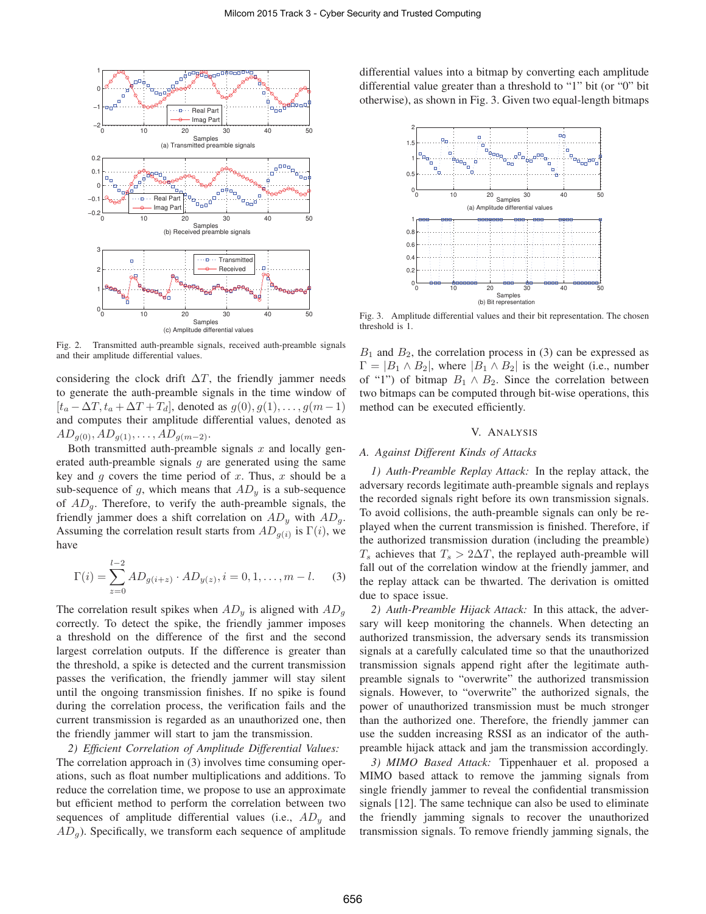Fig. 2. Transmitted auth-preamble signals, received auth-preamble signals and their amplitude differential values.

considering the clock drift $\Delta T$, the friendly jammer needs to generate the auth-preamble signals in the time window of $[t_a - \Delta T, t_a + \Delta T + T_d]$, denoted as $g(0), g(1), \ldots, g(m-1)$ and computes their amplitude differential values, denoted as $AD_{g(0)}, AD_{g(1)}, \ldots, AD_{g(m-2)}$.

Both transmitted auth-preamble signals $x$ and locally generated auth-preamble signals $g$ are generated using the same key and $g$ covers the time period of $x$. Thus, $x$ should be a sub-sequence of $g$, which means that $AD_y$ is a sub-sequence of $AD_g$. Therefore, to verify the auth-preamble signals, the friendly jammer does a shift correlation on $AD_y$ with $AD_g$. Assuming the correlation result starts from $AD_{g(i)}$ is $\Gamma(i)$, we have

$$\Gamma(i) = \sum_{z=0}^{l-2} AD_{g(i+z)} \cdot AD_{y(z)}, i = 0, 1, \ldots, m-l. \quad (3)$$

The correlation result spikes when $AD_y$ is aligned with $AD_g$ correctly. To detect the spike, the friendly jammer imposes a threshold on the difference of the first and the second largest correlation outputs. If the difference is greater than the threshold, a spike is detected and the current transmission passes the verification, the friendly jammer will stay silent until the ongoing transmission finishes. If no spike is found during the correlation process, the verification fails and the current transmission is regarded as an unauthorized one, then the friendly jammer will start to jam the transmission.

*2) Efficient Correlation of Amplitude Differential Values:* The correlation approach in (3) involves time consuming operations, such as float number multiplications and additions. To reduce the correlation time, we propose to use an approximate but efficient method to perform the correlation between two sequences of amplitude differential values (i.e., $AD_y$ and $AD_g$). Specifically, we transform each sequence of amplitude differential values into a bitmap by converting each amplitude differential value greater than a threshold to "1" bit (or "0" bit otherwise), as shown in Fig. 3. Given two equal-length bitmaps

Fig. 3. Amplitude differential values and their bit representation. The chosen threshold is 1.

$B_1$ and $B_2$, the correlation process in (3) can be expressed as $\Gamma = |B_1 \wedge B_2|$, where $|B_1 \wedge B_2|$ is the weight (i.e., number of "1") of bitmap $B_1 \wedge B_2$. Since the correlation between two bitmaps can be computed through bit-wise operations, this method can be executed efficiently.

## V. Analysis

### A. Against Different Kinds of Attacks

*1) Auth-Preamble Replay Attack:* In the replay attack, the adversary records legitimate auth-preamble signals and replays the recorded signals right before its own transmission signals. To avoid collisions, the auth-preamble signals can only be replayed when the current transmission is finished. Therefore, if the authorized transmission duration (including the preamble) $T_s$ achieves that $T_s > 2\Delta T$, the replayed auth-preamble will fall out of the correlation window at the friendly jammer, and the replay attack can be thwarted. The derivation is omitted due to space issue.

*2) Auth-Preamble Hijack Attack:* In this attack, the adversary will keep monitoring the channels. When detecting an authorized transmission, the adversary sends its transmission signals at a carefully calculated time so that the unauthorized transmission signals append right after the legitimate auth-preamble signals to "overwrite" the authorized transmission signals. However, to "overwrite" the authorized signals, the power of unauthorized transmission must be much stronger than the authorized one. Therefore, the friendly jammer can use the sudden increasing RSSI as an indicator of the auth-preamble hijack attack and jam the transmission accordingly.

*3) MIMO Based Attack:* Tippenhauer et al. proposed a MIMO based attack to remove the jamming signals from single friendly jammer to reveal the confidential transmission signals [12]. The same technique can also be used to eliminate the friendly jamming signals to recover the unauthorized transmission signals. To remove friendly jamming signals, the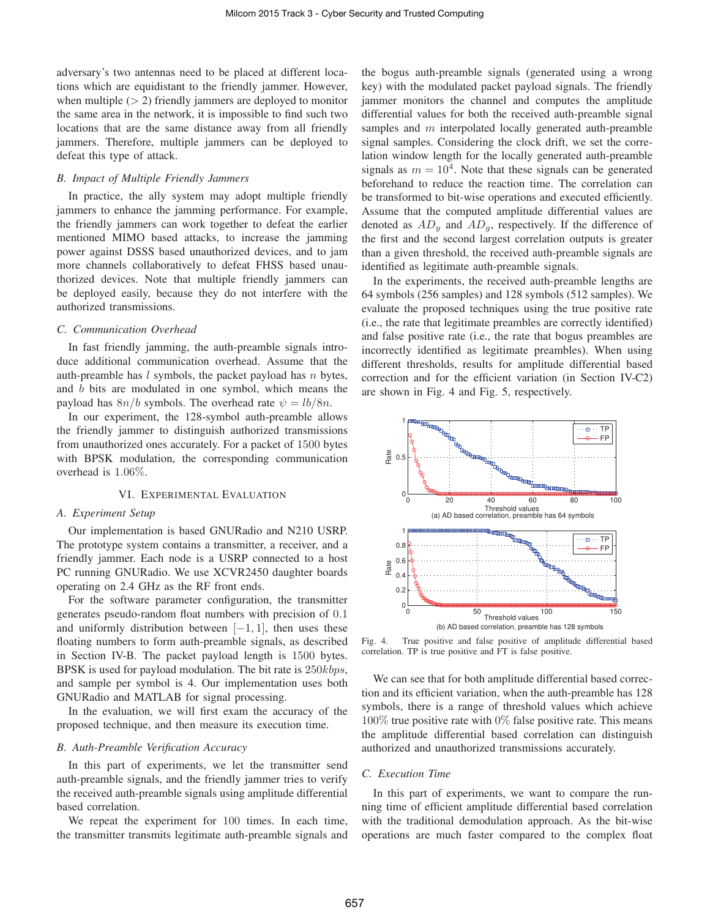adversary's two antennas need to be placed at different locations which are equidistant to the friendly jammer. However, when multiple ($> 2$) friendly jammers are deployed to monitor the same area in the network, it is impossible to find such two locations that are the same distance away from all friendly jammers. Therefore, multiple jammers can be deployed to defeat this type of attack.

### B. Impact of Multiple Friendly Jammers

In practice, the ally system may adopt multiple friendly jammers to enhance the jamming performance. For example, the friendly jammers can work together to defeat the earlier mentioned MIMO based attacks, to increase the jamming power against DSSS based unauthorized devices, and to jam more channels collaboratively to defeat FHSS based unauthorized devices. Note that multiple friendly jammers can be deployed easily, because they do not interfere with the authorized transmissions.

### C. Communication Overhead

In fast friendly jamming, the auth-preamble signals introduce additional communication overhead. Assume that the auth-preamble has $l$ symbols, the packet payload has $n$ bytes, and $b$ bits are modulated in one symbol, which means the payload has $8n/b$ symbols. The overhead rate $\psi = lb/8n$.

In our experiment, the 128-symbol auth-preamble allows the friendly jammer to distinguish authorized transmissions from unauthorized ones accurately. For a packet of 1500 bytes with BPSK modulation, the corresponding communication overhead is $1.06\%$.

## VI. Experimental Evaluation

### A. Experiment Setup

Our implementation is based GNURadio and N210 USRP. The prototype system contains a transmitter, a receiver, and a friendly jammer. Each node is a USRP connected to a host PC running GNURadio. We use XCVR2450 daughter boards operating on 2.4 GHz as the RF front ends.

For the software parameter configuration, the transmitter generates pseudo-random float numbers with precision of 0.1 and uniformly distribution between $[-1, 1]$, then uses these floating numbers to form auth-preamble signals, as described in Section IV-B. The packet payload length is 1500 bytes. BPSK is used for payload modulation. The bit rate is $250kbps$, and sample per symbol is 4. Our implementation uses both GNURadio and MATLAB for signal processing.

In the evaluation, we will first exam the accuracy of the proposed technique, and then measure its execution time.

### B. Auth-Preamble Verification Accuracy

In this part of experiments, we let the transmitter send auth-preamble signals, and the friendly jammer tries to verify the received auth-preamble signals using amplitude differential based correlation.

We repeat the experiment for 100 times. In each time, the transmitter transmits legitimate auth-preamble signals and the bogus auth-preamble signals (generated using a wrong key) with the modulated packet payload signals. The friendly jammer monitors the channel and computes the amplitude differential values for both the received auth-preamble signal samples and $m$ interpolated locally generated auth-preamble signal samples. Considering the clock drift, we set the correlation window length for the locally generated auth-preamble signals as $m = 10^4$. Note that these signals can be generated beforehand to reduce the reaction time. The correlation can be transformed to bit-wise operations and executed efficiently. Assume that the computed amplitude differential values are denoted as $AD_y$ and $AD_g$, respectively. If the difference of the first and the second largest correlation outputs is greater than a given threshold, the received auth-preamble signals are identified as legitimate auth-preamble signals.

In the experiments, the received auth-preamble lengths are 64 symbols (256 samples) and 128 symbols (512 samples). We evaluate the proposed techniques using the true positive rate (i.e., the rate that legitimate preambles are correctly identified) and false positive rate (i.e., the rate that bogus preambles are incorrectly identified as legitimate preambles). When using different thresholds, results for amplitude differential based correction and for the efficient variation (in Section IV-C2) are shown in Fig. 4 and Fig. 5, respectively.

(a) AD based correlation, preamble has 64 symbols

(b) AD based correlation, preamble has 128 symbols

Fig. 4. True positive and false positive of amplitude differential based correlation. TP is true positive and FT is false positive.

We can see that for both amplitude differential based correction and its efficient variation, when the auth-preamble has 128 symbols, there is a range of threshold values which achieve $100\%$ true positive rate with $0\%$ false positive rate. This means the amplitude differential based correlation can distinguish authorized and unauthorized transmissions accurately.

### C. Execution Time

In this part of experiments, we want to compare the running time of efficient amplitude differential based correlation with the traditional demodulation approach. As the bit-wise operations are much faster compared to the complex float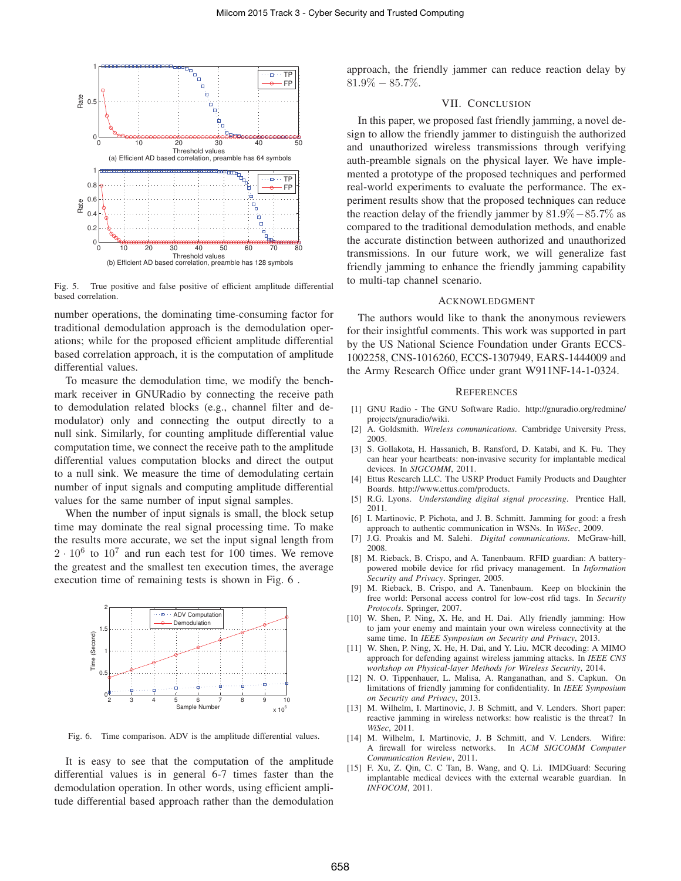1
0.5
0
Rate
0 10 20 30 40 50
Threshold values
TP
FP
(a) Efficient AD based correlation, preamble has 64 symbols

1
0.8
0.6
0.4
0.2
0
Rate
0 10 20 30 40 50 60 70 80
Threshold values
TP
FP
(b) Efficient AD based correlation, preamble has 128 symbols

Fig. 5. True positive and false positive of efficient amplitude differential based correlation.

number operations, the dominating time-consuming factor for traditional demodulation approach is the demodulation operations; while for the proposed efficient amplitude differential based correlation approach, it is the computation of amplitude differential values.

To measure the demodulation time, we modify the benchmark receiver in GNURadio by connecting the receive path to demodulation related blocks (e.g., channel filter and demodulator) only and connecting the output directly to a null sink. Similarly, for counting amplitude differential value computation time, we connect the receive path to the amplitude differential values computation blocks and direct the output to a null sink. We measure the time of demodulating certain number of input signals and computing amplitude differential values for the same number of input signal samples.

When the number of input signals is small, the block setup time may dominate the real signal processing time. To make the results more accurate, we set the input signal length from $2 \cdot 10^6$ to $10^7$ and run each test for 100 times. We remove the greatest and the smallest ten execution times, the average execution time of remaining tests is shown in Fig. 6 .

2
1.5
1
0.5
0
Time (Second)
2 3 4 5 6 7 8 9 10
Sample Number
x 10^6
ADV Computation
Demodulation

Fig. 6. Time comparison. ADV is the amplitude differential values.

It is easy to see that the computation of the amplitude differential values is in general 6-7 times faster than the demodulation operation. In other words, using efficient amplitude differential based approach rather than the demodulation approach, the friendly jammer can reduce reaction delay by $81.9\% - 85.7\%$.

## VII. Conclusion

In this paper, we proposed fast friendly jamming, a novel design to allow the friendly jammer to distinguish the authorized and unauthorized wireless transmissions through verifying auth-preamble signals on the physical layer. We have implemented a prototype of the proposed techniques and performed real-world experiments to evaluate the performance. The experiment results show that the proposed techniques can reduce the reaction delay of the friendly jammer by $81.9\% - 85.7\%$ as compared to the traditional demodulation methods, and enable the accurate distinction between authorized and unauthorized transmissions. In our future work, we will generalize fast friendly jamming to enhance the friendly jamming capability to multi-tap channel scenario.

## Acknowledgment

The authors would like to thank the anonymous reviewers for their insightful comments. This work was supported in part by the US National Science Foundation under Grants ECCS-1002258, CNS-1016260, ECCS-1307949, EARS-1444009 and the Army Research Office under grant W911NF-14-1-0324.

## References

[1] GNU Radio - The GNU Software Radio. http://gnuradio.org/redmine/projects/gnuradio/wiki.

[2] A. Goldsmith. *Wireless communications*. Cambridge University Press, 2005.

[3] S. Gollakota, H. Hassanieh, B. Ransford, D. Katabi, and K. Fu. They can hear your heartbeats: non-invasive security for implantable medical devices. In *SIGCOMM*, 2011.

[4] Ettus Research LLC. The USRP Product Family Products and Daughter Boards. http://www.ettus.com/products.

[5] R.G. Lyons. *Understanding digital signal processing*. Prentice Hall, 2011.

[6] I. Martinovic, P. Pichota, and J. B. Schmitt. Jamming for good: a fresh approach to authentic communication in WSNs. In *WiSec*, 2009.

[7] J.G. Proakis and M. Salehi. *Digital communications*. McGraw-hill, 2008.

[8] M. Rieback, B. Crispo, and A. Tanenbaum. RFID guardian: A battery-powered mobile device for rfid privacy management. In *Information Security and Privacy*. Springer, 2005.

[9] M. Rieback, B. Crispo, and A. Tanenbaum. Keep on blockinin the free world: Personal access control for low-cost rfid tags. In *Security Protocols*. Springer, 2007.

[10] W. Shen, P. Ning, X. He, and H. Dai. Ally friendly jamming: How to jam your enemy and maintain your own wireless connectivity at the same time. In *IEEE Symposium on Security and Privacy*, 2013.

[11] W. Shen, P. Ning, X. He, H. Dai, and Y. Liu. MCR decoding: A MIMO approach for defending against wireless jamming attacks. In *IEEE CNS workshop on Physical-layer Methods for Wireless Security*, 2014.

[12] N. O. Tippenhauer, L. Malisa, A. Ranganathan, and S. Capkun. On limitations of friendly jamming for confidentiality. In *IEEE Symposium on Security and Privacy*, 2013.

[13] M. Wilhelm, I. Martinovic, J. B Schmitt, and V. Lenders. Short paper: reactive jamming in wireless networks: how realistic is the threat? In *WiSec*, 2011.

[14] M. Wilhelm, I. Martinovic, J. B Schmitt, and V. Lenders. Wifire: A firewall for wireless networks. In *ACM SIGCOMM Computer Communication Review*, 2011.

[15] F. Xu, Z. Qin, C. C Tan, B. Wang, and Q. Li. IMDGuard: Securing implantable medical devices with the external wearable guardian. In *INFOCOM*, 2011.